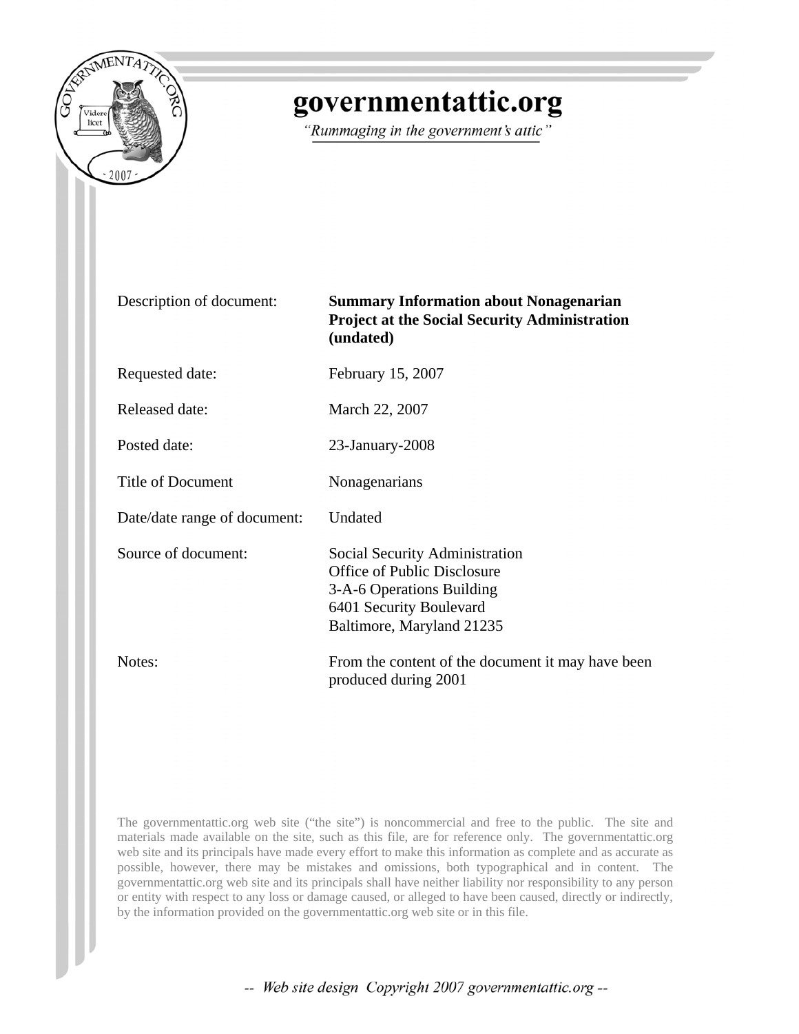# governmentattic.org

*"Rummaging in the government's attic"*

| | |
|---|---|
| Description of document: | **Summary Information about Nonagenarian Project at the Social Security Administration (undated)** |
| Requested date: | February 15, 2007 |
| Released date: | March 22, 2007 |
| Posted date: | 23-January-2008 |
| Title of Document | Nonagenarians |
| Date/date range of document: | Undated |
| Source of document: | Social Security Administration<br>Office of Public Disclosure<br>3-A-6 Operations Building<br>6401 Security Boulevard<br>Baltimore, Maryland 21235 |
| Notes: | From the content of the document it may have been produced during 2001 |

The governmentattic.org web site ("the site") is noncommercial and free to the public. The site and materials made available on the site, such as this file, are for reference only. The governmentattic.org web site and its principals have made every effort to make this information as complete and as accurate as possible, however, there may be mistakes and omissions, both typographical and in content. The governmentattic.org web site and its principals shall have neither liability nor responsibility to any person or entity with respect to any loss or damage caused, or alleged to have been caused, directly or indirectly, by the information provided on the governmentattic.org web site or in this file.

-- *Web site design Copyright 2007 governmentattic.org* --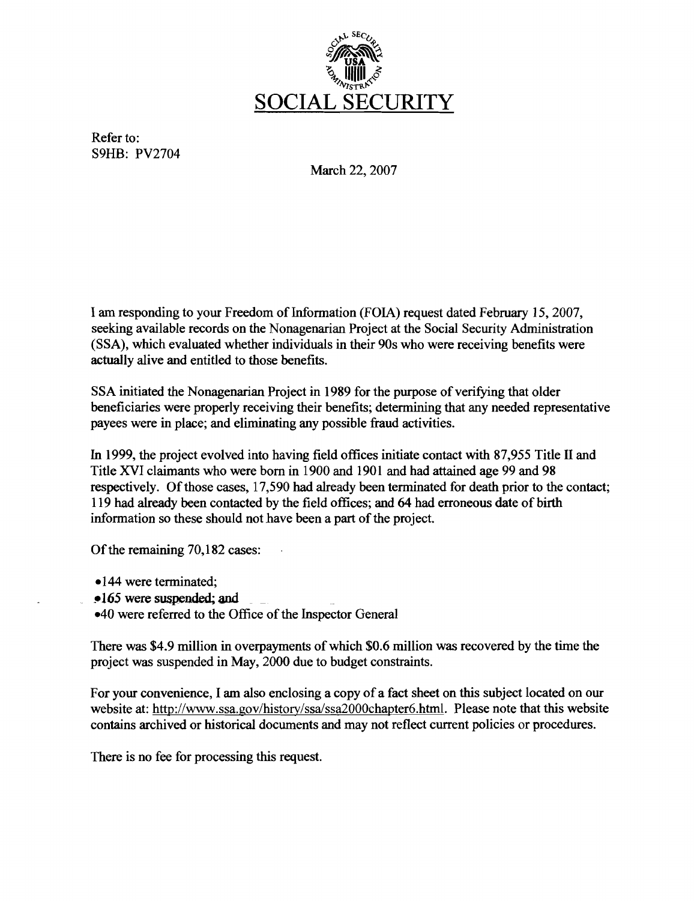# SOCIAL SECURITY

Refer to:
S9HB: PV2704

March 22, 2007

I am responding to your Freedom of Information (FOIA) request dated February 15, 2007, seeking available records on the Nonagenarian Project at the Social Security Administration (SSA), which evaluated whether individuals in their 90s who were receiving benefits were actually alive and entitled to those benefits.

SSA initiated the Nonagenarian Project in 1989 for the purpose of verifying that older beneficiaries were properly receiving their benefits; determining that any needed representative payees were in place; and eliminating any possible fraud activities.

In 1999, the project evolved into having field offices initiate contact with 87,955 Title II and Title XVI claimants who were born in 1900 and 1901 and had attained age 99 and 98 respectively. Of those cases, 17,590 had already been terminated for death prior to the contact; 119 had already been contacted by the field offices; and 64 had erroneous date of birth information so these should not have been a part of the project.

Of the remaining 70,182 cases:

- 144 were terminated;
- 165 were suspended; and
- 40 were referred to the Office of the Inspector General

There was $4.9 million in overpayments of which $0.6 million was recovered by the time the project was suspended in May, 2000 due to budget constraints.

For your convenience, I am also enclosing a copy of a fact sheet on this subject located on our website at: http://www.ssa.gov/history/ssa/ssa2000chapter6.html. Please note that this website contains archived or historical documents and may not reflect current policies or procedures.

There is no fee for processing this request.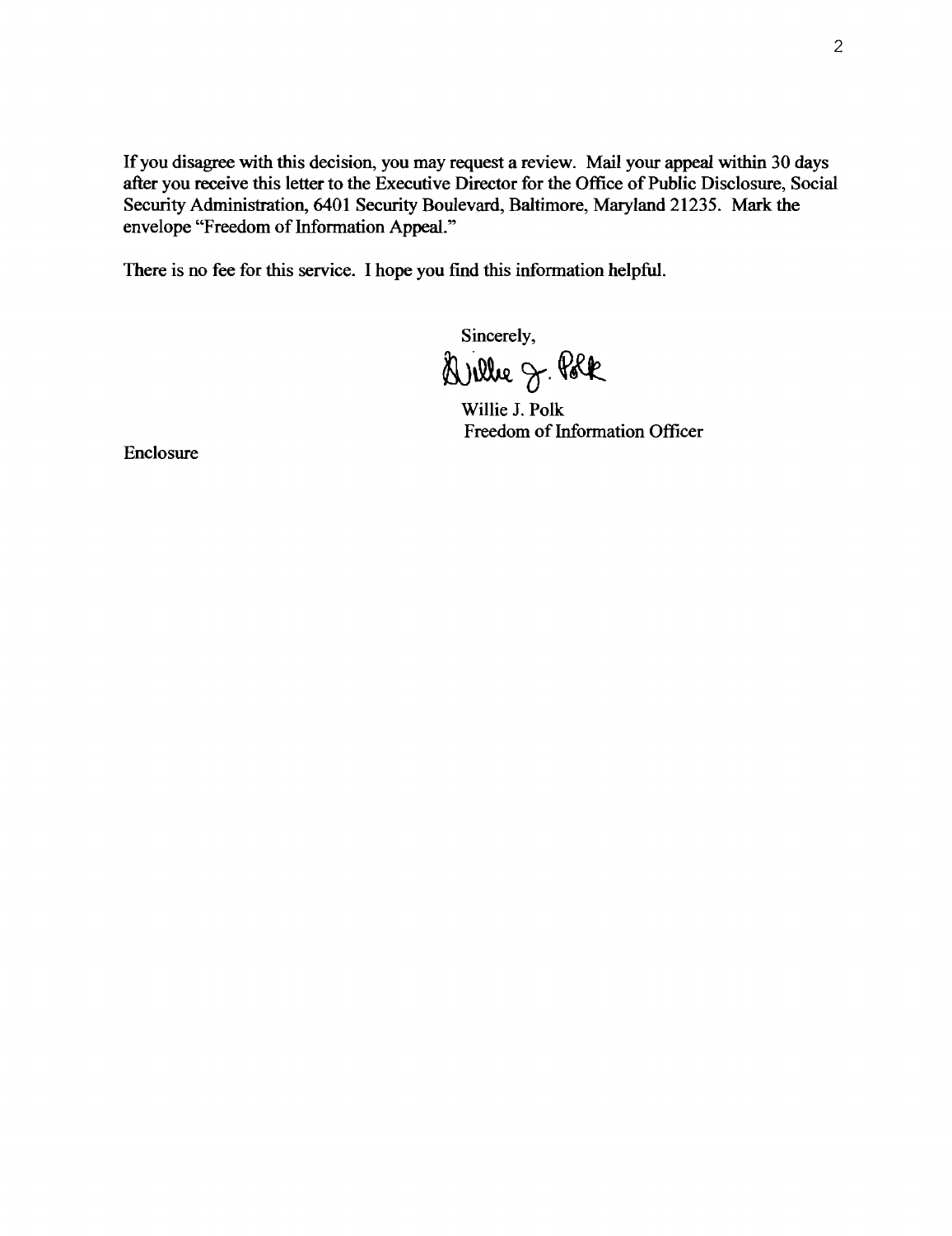If you disagree with this decision, you may request a review. Mail your appeal within 30 days after you receive this letter to the Executive Director for the Office of Public Disclosure, Social Security Administration, 6401 Security Boulevard, Baltimore, Maryland 21235. Mark the envelope "Freedom of Information Appeal."

There is no fee for this service. I hope you find this information helpful.

Sincerely,

Willie J. Polk

Willie J. Polk
Freedom of Information Officer

Enclosure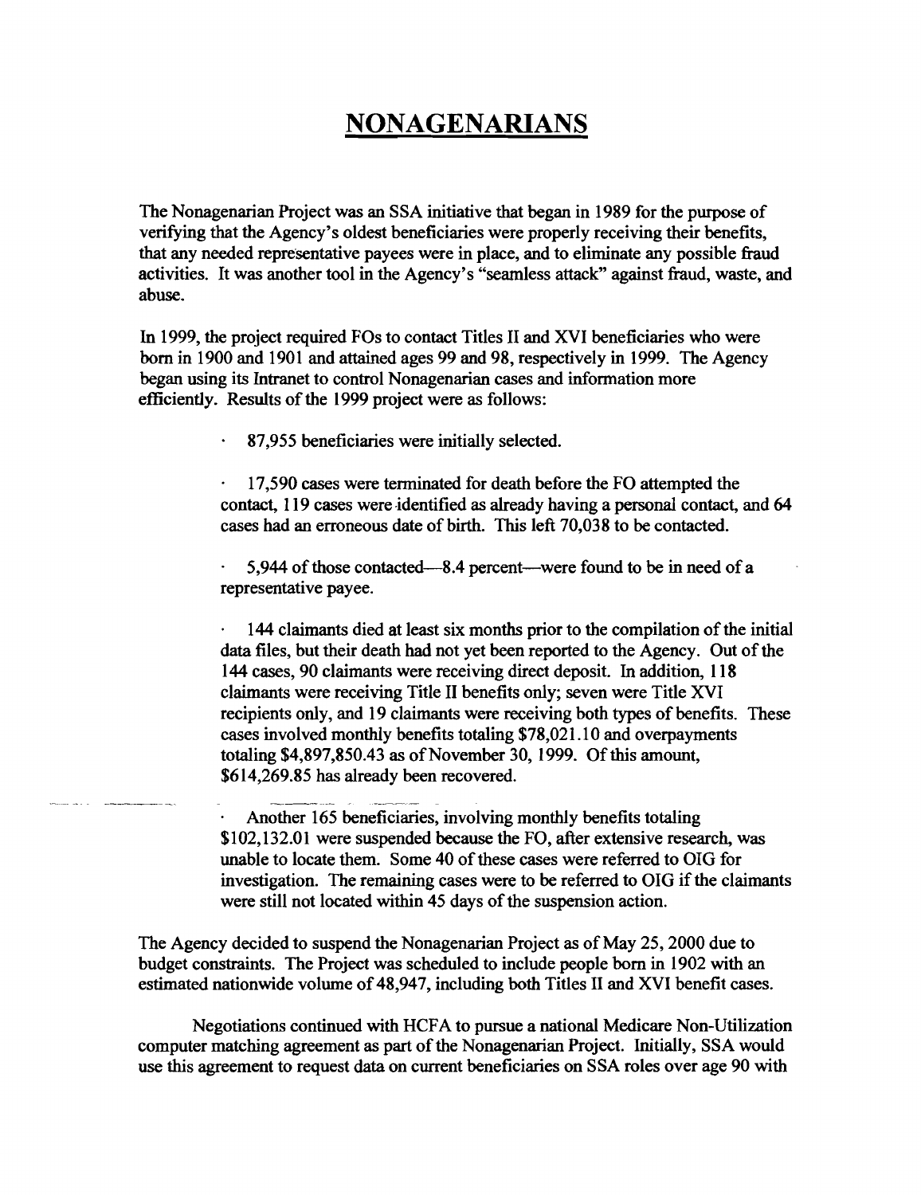# NONAGENARIANS

The Nonagenarian Project was an SSA initiative that began in 1989 for the purpose of verifying that the Agency's oldest beneficiaries were properly receiving their benefits, that any needed representative payees were in place, and to eliminate any possible fraud activities. It was another tool in the Agency's "seamless attack" against fraud, waste, and abuse.

In 1999, the project required FOs to contact Titles II and XVI beneficiaries who were born in 1900 and 1901 and attained ages 99 and 98, respectively in 1999. The Agency began using its Intranet to control Nonagenarian cases and information more efficiently. Results of the 1999 project were as follows:

- 87,955 beneficiaries were initially selected.
- 17,590 cases were terminated for death before the FO attempted the contact, 119 cases were identified as already having a personal contact, and 64 cases had an erroneous date of birth. This left 70,038 to be contacted.
- 5,944 of those contacted—8.4 percent—were found to be in need of a representative payee.
- 144 claimants died at least six months prior to the compilation of the initial data files, but their death had not yet been reported to the Agency. Out of the 144 cases, 90 claimants were receiving direct deposit. In addition, 118 claimants were receiving Title II benefits only; seven were Title XVI recipients only, and 19 claimants were receiving both types of benefits. These cases involved monthly benefits totaling $78,021.10 and overpayments totaling $4,897,850.43 as of November 30, 1999. Of this amount, $614,269.85 has already been recovered.
- Another 165 beneficiaries, involving monthly benefits totaling $102,132.01 were suspended because the FO, after extensive research, was unable to locate them. Some 40 of these cases were referred to OIG for investigation. The remaining cases were to be referred to OIG if the claimants were still not located within 45 days of the suspension action.

The Agency decided to suspend the Nonagenarian Project as of May 25, 2000 due to budget constraints. The Project was scheduled to include people born in 1902 with an estimated nationwide volume of 48,947, including both Titles II and XVI benefit cases.

Negotiations continued with HCFA to pursue a national Medicare Non-Utilization computer matching agreement as part of the Nonagenarian Project. Initially, SSA would use this agreement to request data on current beneficiaries on SSA roles over age 90 with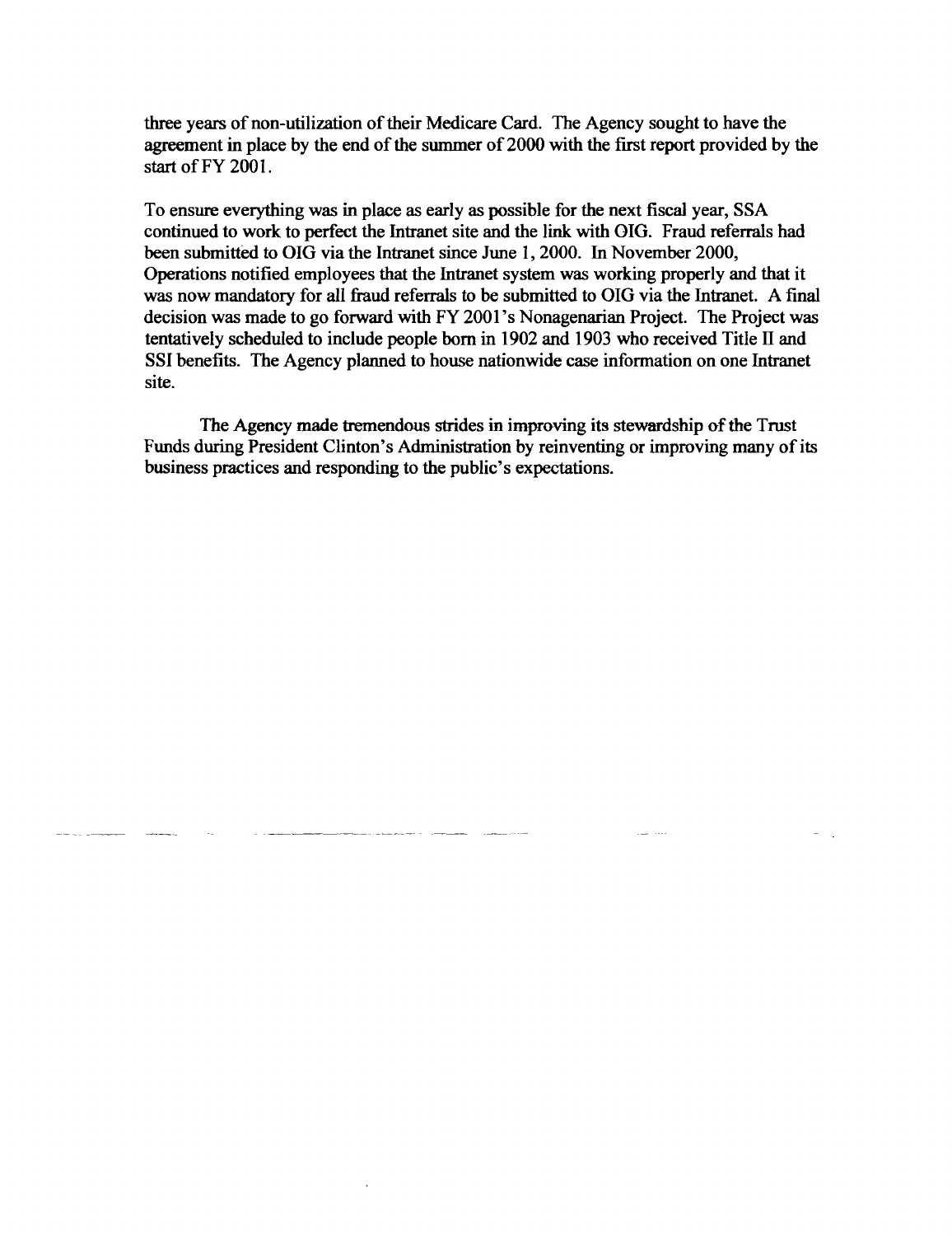three years of non-utilization of their Medicare Card. The Agency sought to have the agreement in place by the end of the summer of 2000 with the first report provided by the start of FY 2001.

To ensure everything was in place as early as possible for the next fiscal year, SSA continued to work to perfect the Intranet site and the link with OIG. Fraud referrals had been submitted to OIG via the Intranet since June 1, 2000. In November 2000, Operations notified employees that the Intranet system was working properly and that it was now mandatory for all fraud referrals to be submitted to OIG via the Intranet. A final decision was made to go forward with FY 2001's Nonagenarian Project. The Project was tentatively scheduled to include people born in 1902 and 1903 who received Title II and SSI benefits. The Agency planned to house nationwide case information on one Intranet site.

The Agency made tremendous strides in improving its stewardship of the Trust Funds during President Clinton's Administration by reinventing or improving many of its business practices and responding to the public's expectations.